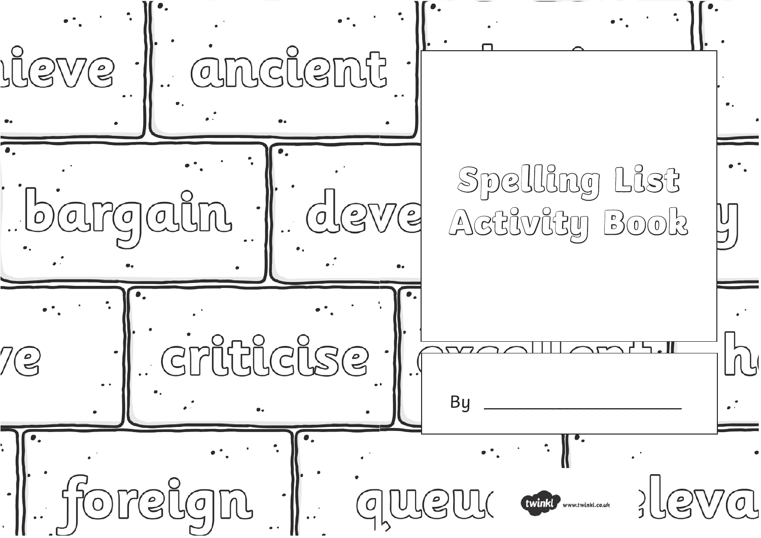# Spelling List Activity Book

By ________________________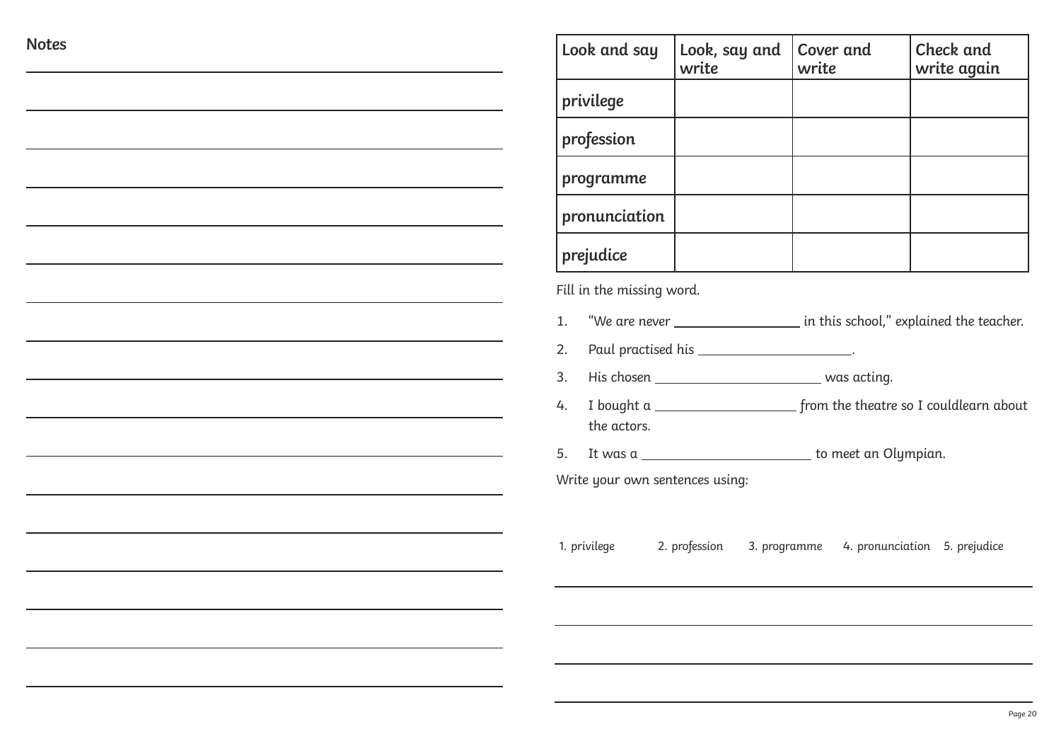**Notes**

| Look and say | Look, say and write | Cover and write | Check and write again |
|---|---|---|---|
| privilege | | | |
| profession | | | |
| programme | | | |
| pronunciation | | | |
| prejudice | | | |

Fill in the missing word.

1. "We are never ________________ in this school," explained the teacher.
2. Paul practised his ____________________.
3. His chosen ______________________ was acting.
4. I bought a __________________ from the theatre so I couldlearn about the actors.
5. It was a ______________________ to meet an Olympian.

Write your own sentences using:

1. privilege 2. profession 3. programme 4. pronunciation 5. prejudice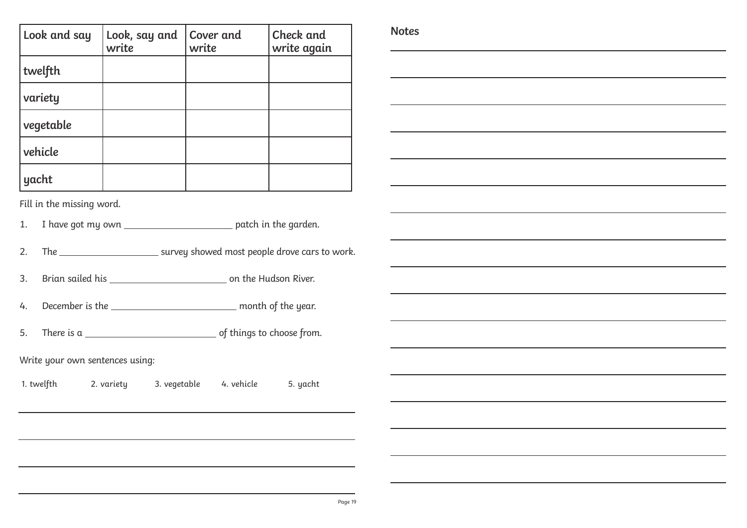| Look and say | Look, say and write | Cover and write | Check and write again |
|---|---|---|---|
| twelfth | | | |
| variety | | | |
| vegetable | | | |
| vehicle | | | |
| yacht | | | |

Fill in the missing word.

1. I have got my own ____________________ patch in the garden.
2. The __________________ survey showed most people drove cars to work.
3. Brian sailed his ______________________ on the Hudson River.
4. December is the ________________________ month of the year.
5. There is a _________________________ of things to choose from.

Write your own sentences using:

1. twelfth  2. variety  3. vegetable  4. vehicle  5. yacht

______________________________________________

______________________________________________

______________________________________________

______________________________________________

**Notes**

______________________________________________

______________________________________________

______________________________________________

______________________________________________

______________________________________________

______________________________________________

______________________________________________

______________________________________________

______________________________________________

______________________________________________

______________________________________________

______________________________________________

______________________________________________

______________________________________________

______________________________________________

______________________________________________

______________________________________________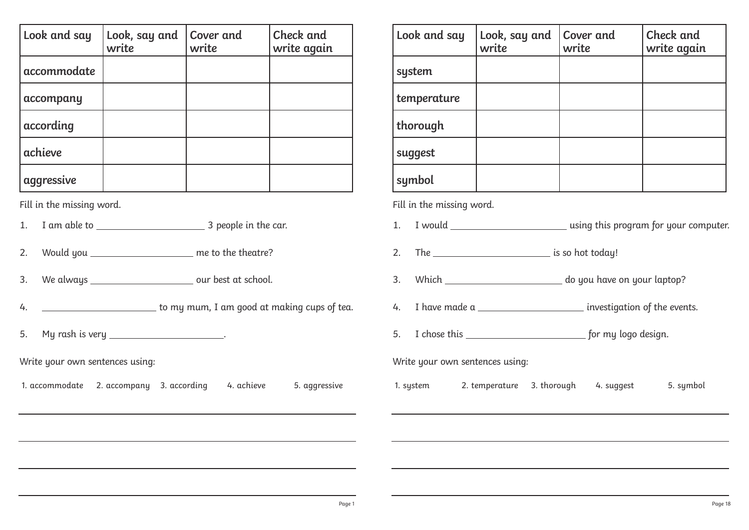| Look and say | Look, say and write | Cover and write | Check and write again |
| --- | --- | --- | --- |
| accommodate | | | |
| accompany | | | |
| according | | | |
| achieve | | | |
| aggressive | | | |

Fill in the missing word.

1. I am able to \_\_\_\_\_\_\_\_\_\_\_\_\_\_\_\_\_\_\_\_ 3 people in the car.
2. Would you \_\_\_\_\_\_\_\_\_\_\_\_\_\_\_\_\_\_\_\_ me to the theatre?
3. We always \_\_\_\_\_\_\_\_\_\_\_\_\_\_\_\_\_\_\_\_ our best at school.
4. \_\_\_\_\_\_\_\_\_\_\_\_\_\_\_\_\_\_\_\_ to my mum, I am good at making cups of tea.
5. My rash is very \_\_\_\_\_\_\_\_\_\_\_\_\_\_\_\_\_\_\_\_.

Write your own sentences using:

1. accommodate 2. accompany 3. according 4. achieve 5. aggressive

\_\_\_\_\_\_\_\_\_\_\_\_\_\_\_\_\_\_\_\_\_\_\_\_\_\_\_\_\_\_\_\_\_\_\_\_\_\_\_\_

\_\_\_\_\_\_\_\_\_\_\_\_\_\_\_\_\_\_\_\_\_\_\_\_\_\_\_\_\_\_\_\_\_\_\_\_\_\_\_\_

\_\_\_\_\_\_\_\_\_\_\_\_\_\_\_\_\_\_\_\_\_\_\_\_\_\_\_\_\_\_\_\_\_\_\_\_\_\_\_\_

\_\_\_\_\_\_\_\_\_\_\_\_\_\_\_\_\_\_\_\_\_\_\_\_\_\_\_\_\_\_\_\_\_\_\_\_\_\_\_\_

| Look and say | Look, say and write | Cover and write | Check and write again |
| --- | --- | --- | --- |
| system | | | |
| temperature | | | |
| thorough | | | |
| suggest | | | |
| symbol | | | |

Fill in the missing word.

1. I would \_\_\_\_\_\_\_\_\_\_\_\_\_\_\_\_\_\_\_\_ using this program for your computer.
2. The \_\_\_\_\_\_\_\_\_\_\_\_\_\_\_\_\_\_\_\_ is so hot today!
3. Which \_\_\_\_\_\_\_\_\_\_\_\_\_\_\_\_\_\_\_\_ do you have on your laptop?
4. I have made a \_\_\_\_\_\_\_\_\_\_\_\_\_\_\_\_\_\_\_\_ investigation of the events.
5. I chose this \_\_\_\_\_\_\_\_\_\_\_\_\_\_\_\_\_\_\_\_ for my logo design.

Write your own sentences using:

1. system 2. temperature 3. thorough 4. suggest 5. symbol

\_\_\_\_\_\_\_\_\_\_\_\_\_\_\_\_\_\_\_\_\_\_\_\_\_\_\_\_\_\_\_\_\_\_\_\_\_\_\_\_

\_\_\_\_\_\_\_\_\_\_\_\_\_\_\_\_\_\_\_\_\_\_\_\_\_\_\_\_\_\_\_\_\_\_\_\_\_\_\_\_

\_\_\_\_\_\_\_\_\_\_\_\_\_\_\_\_\_\_\_\_\_\_\_\_\_\_\_\_\_\_\_\_\_\_\_\_\_\_\_\_

\_\_\_\_\_\_\_\_\_\_\_\_\_\_\_\_\_\_\_\_\_\_\_\_\_\_\_\_\_\_\_\_\_\_\_\_\_\_\_\_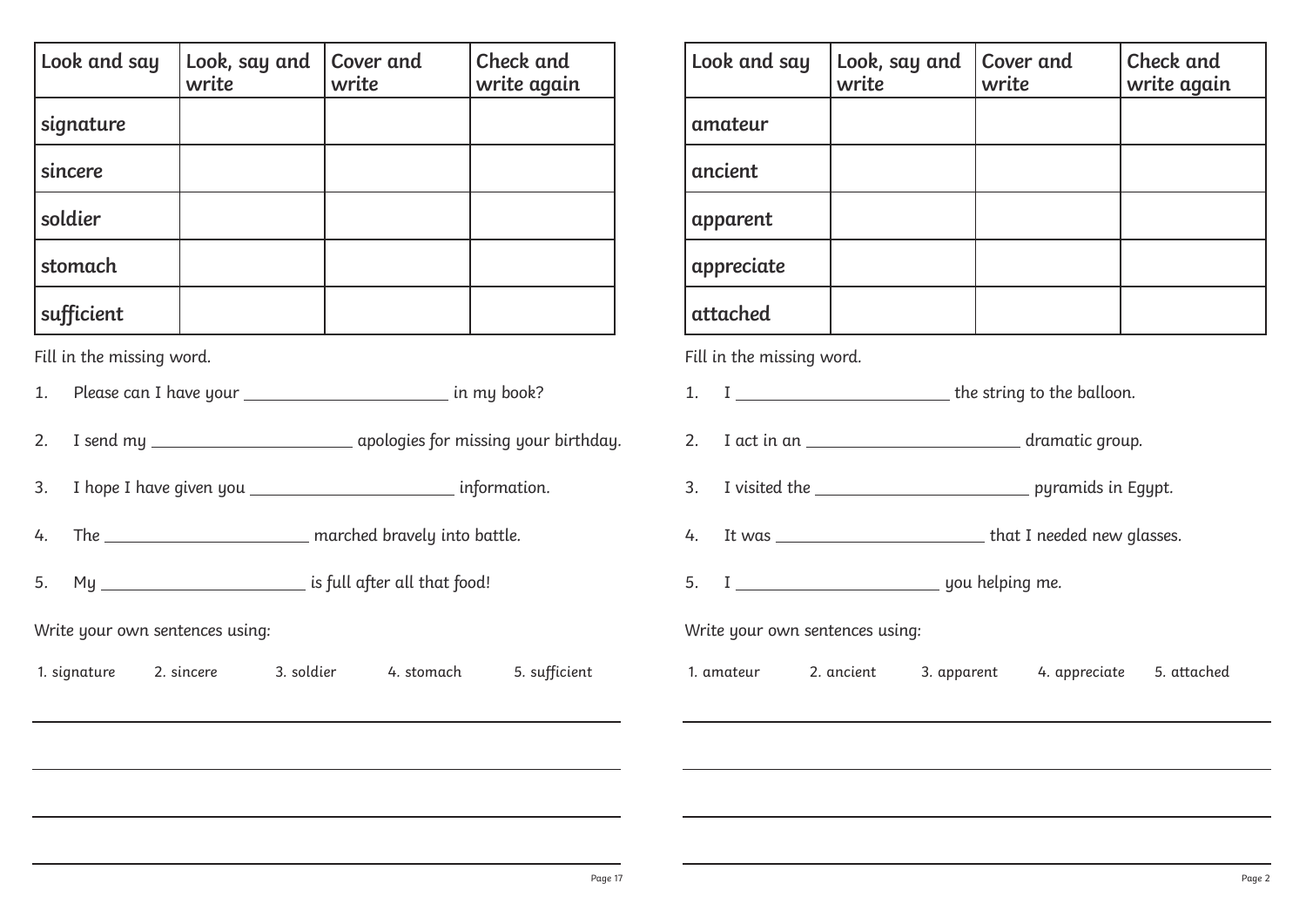| Look and say | Look, say and write | Cover and write | Check and write again |
|---|---|---|---|
| signature | | | |
| sincere | | | |
| soldier | | | |
| stomach | | | |
| sufficient | | | |

Fill in the missing word.

1. Please can I have your ______________________ in my book?
2. I send my ______________________ apologies for missing your birthday.
3. I hope I have given you ______________________ information.
4. The ______________________ marched bravely into battle.
5. My ______________________ is full after all that food!

Write your own sentences using:

1. signature 2. sincere 3. soldier 4. stomach 5. sufficient

______________________________________________________________

______________________________________________________________

______________________________________________________________

______________________________________________________________

| Look and say | Look, say and write | Cover and write | Check and write again |
|---|---|---|---|
| amateur | | | |
| ancient | | | |
| apparent | | | |
| appreciate | | | |
| attached | | | |

Fill in the missing word.

1. I ______________________ the string to the balloon.
2. I act in an ______________________ dramatic group.
3. I visited the ______________________ pyramids in Egypt.
4. It was ______________________ that I needed new glasses.
5. I ______________________ you helping me.

Write your own sentences using:

1. amateur 2. ancient 3. apparent 4. appreciate 5. attached

______________________________________________________________

______________________________________________________________

______________________________________________________________

______________________________________________________________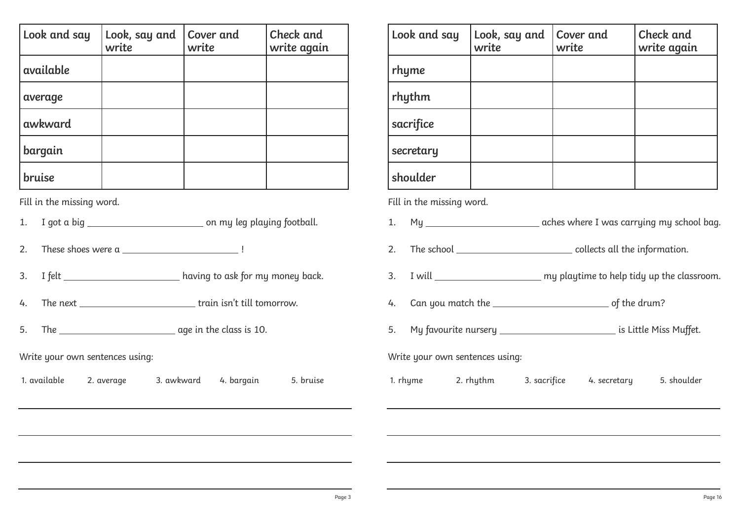| Look and say | Look, say and write | Cover and write | Check and write again |
| --- | --- | --- | --- |
| available | | | |
| average | | | |
| awkward | | | |
| bargain | | | |
| bruise | | | |

Fill in the missing word.

1. I got a big ______________________ on my leg playing football.
2. These shoes were a ______________________ !
3. I felt ______________________ having to ask for my money back.
4. The next ______________________ train isn't till tomorrow.
5. The ______________________ age in the class is 10.

Write your own sentences using:

1. available 2. average 3. awkward 4. bargain 5. bruise

______________________________________________________________

______________________________________________________________

______________________________________________________________

______________________________________________________________

| Look and say | Look, say and write | Cover and write | Check and write again |
| --- | --- | --- | --- |
| rhyme | | | |
| rhythm | | | |
| sacrifice | | | |
| secretary | | | |
| shoulder | | | |

Fill in the missing word.

1. My ______________________ aches where I was carrying my school bag.
2. The school ______________________ collects all the information.
3. I will ______________________ my playtime to help tidy up the classroom.
4. Can you match the ______________________ of the drum?
5. My favourite nursery ______________________ is Little Miss Muffet.

Write your own sentences using:

1. rhyme 2. rhythm 3. sacrifice 4. secretary 5. shoulder

______________________________________________________________

______________________________________________________________

______________________________________________________________

______________________________________________________________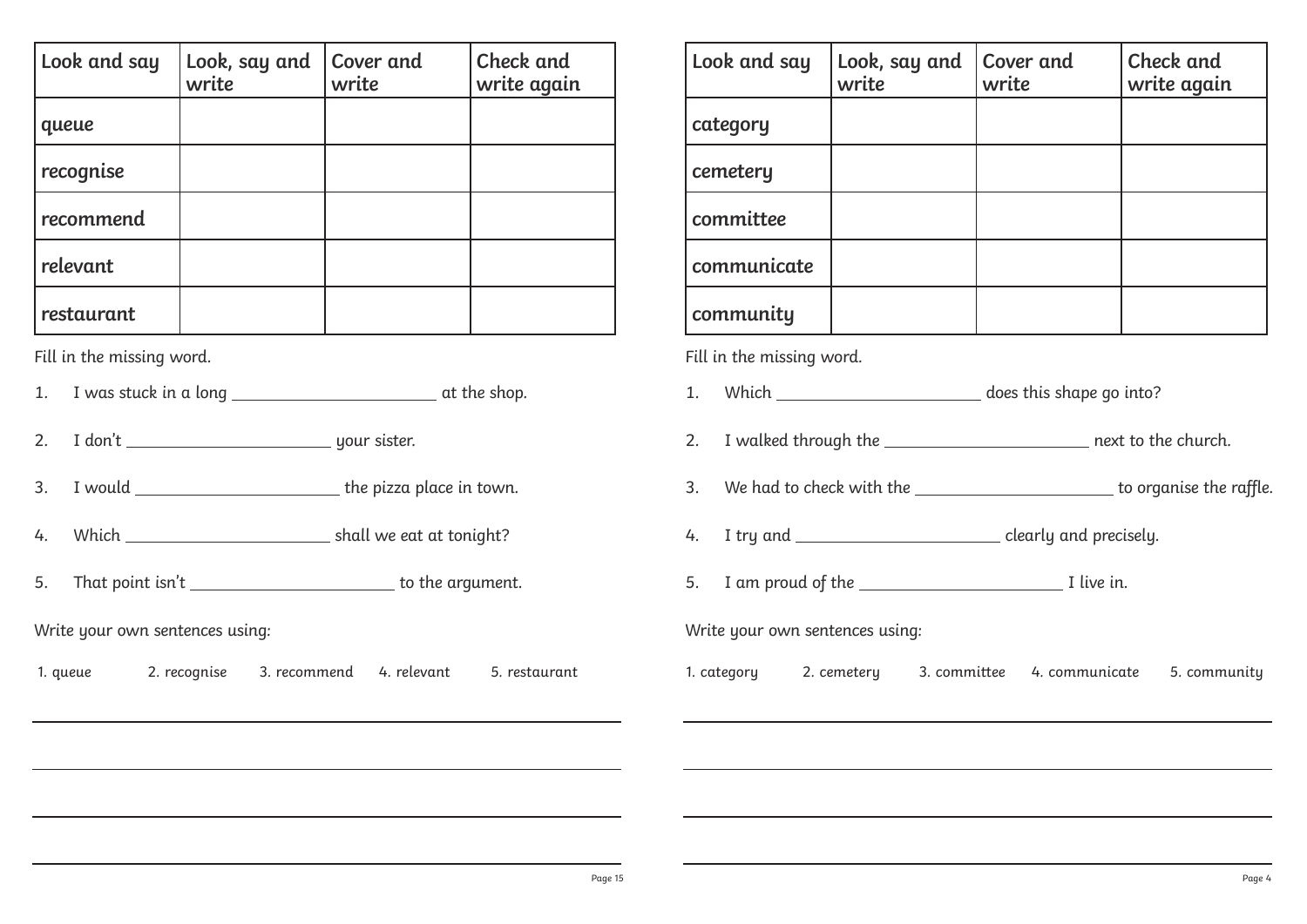| Look and say | Look, say and write | Cover and write | Check and write again |
| --- | --- | --- | --- |
| queue | | | |
| recognise | | | |
| recommend | | | |
| relevant | | | |
| restaurant | | | |

Fill in the missing word.

1. I was stuck in a long ______________________ at the shop.
2. I don't ______________________ your sister.
3. I would ______________________ the pizza place in town.
4. Which ______________________ shall we eat at tonight?
5. That point isn't ______________________ to the argument.

Write your own sentences using:

1. queue 2. recognise 3. recommend 4. relevant 5. restaurant

___________________________________________________________

___________________________________________________________

___________________________________________________________

___________________________________________________________

| Look and say | Look, say and write | Cover and write | Check and write again |
| --- | --- | --- | --- |
| category | | | |
| cemetery | | | |
| committee | | | |
| communicate | | | |
| community | | | |

Fill in the missing word.

1. Which ______________________ does this shape go into?
2. I walked through the ______________________ next to the church.
3. We had to check with the ______________________ to organise the raffle.
4. I try and ______________________ clearly and precisely.
5. I am proud of the ______________________ I live in.

Write your own sentences using:

1. category 2. cemetery 3. committee 4. communicate 5. community

___________________________________________________________

___________________________________________________________

___________________________________________________________

___________________________________________________________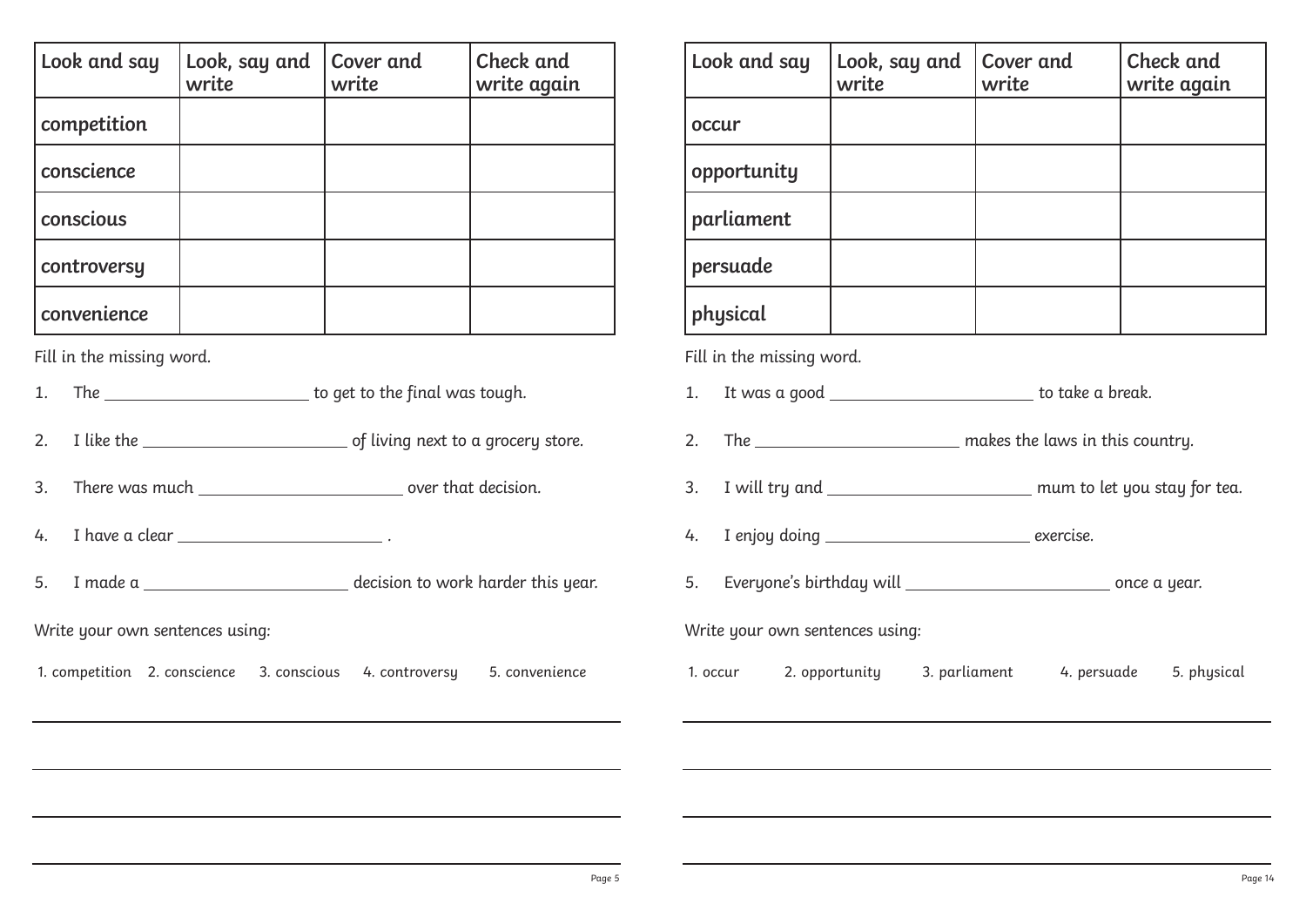| Look and say | Look, say and write | Cover and write | Check and write again |
| --- | --- | --- | --- |
| competition | | | |
| conscience | | | |
| conscious | | | |
| controversy | | | |
| convenience | | | |

Fill in the missing word.

1. The ______________________ to get to the final was tough.
2. I like the ______________________ of living next to a grocery store.
3. There was much ______________________ over that decision.
4. I have a clear ______________________ .
5. I made a ______________________ decision to work harder this year.

Write your own sentences using:

1. competition 2. conscience 3. conscious 4. controversy 5. convenience

______________________________________________________________________

______________________________________________________________________

______________________________________________________________________

______________________________________________________________________

| Look and say | Look, say and write | Cover and write | Check and write again |
| --- | --- | --- | --- |
| occur | | | |
| opportunity | | | |
| parliament | | | |
| persuade | | | |
| physical | | | |

Fill in the missing word.

1. It was a good ______________________ to take a break.
2. The ______________________ makes the laws in this country.
3. I will try and ______________________ mum to let you stay for tea.
4. I enjoy doing ______________________ exercise.
5. Everyone's birthday will ______________________ once a year.

Write your own sentences using:

1. occur 2. opportunity 3. parliament 4. persuade 5. physical

______________________________________________________________________

______________________________________________________________________

______________________________________________________________________

______________________________________________________________________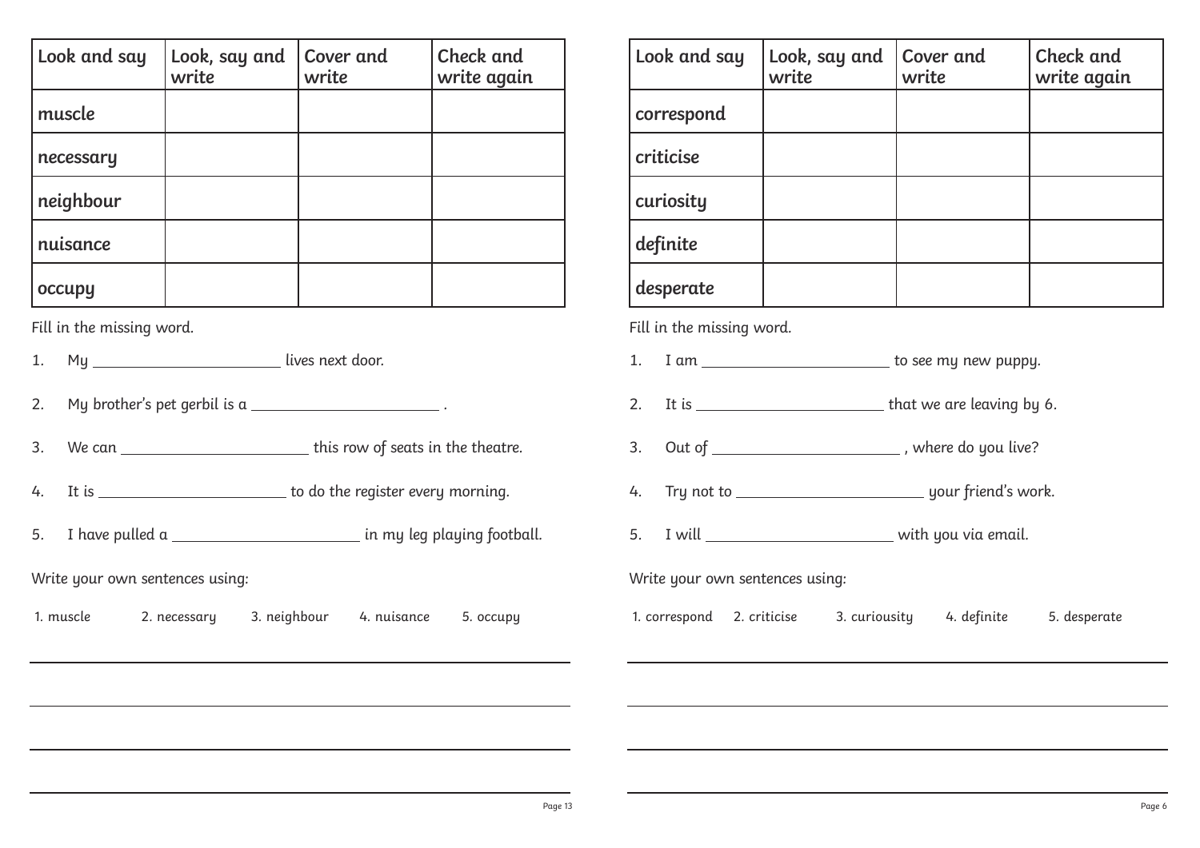| Look and say | Look, say and write | Cover and write | Check and write again |
| --- | --- | --- | --- |
| muscle | | | |
| necessary | | | |
| neighbour | | | |
| nuisance | | | |
| occupy | | | |

Fill in the missing word.

1. My ______________________ lives next door.
2. My brother's pet gerbil is a ______________________ .
3. We can ______________________ this row of seats in the theatre.
4. It is ______________________ to do the register every morning.
5. I have pulled a ______________________ in my leg playing football.

Write your own sentences using:

1. muscle 2. necessary 3. neighbour 4. nuisance 5. occupy

______________________________________________________________

______________________________________________________________

______________________________________________________________

______________________________________________________________

| Look and say | Look, say and write | Cover and write | Check and write again |
| --- | --- | --- | --- |
| correspond | | | |
| criticise | | | |
| curiosity | | | |
| definite | | | |
| desperate | | | |

Fill in the missing word.

1. I am ______________________ to see my new puppy.
2. It is ______________________ that we are leaving by 6.
3. Out of ______________________ , where do you live?
4. Try not to ______________________ your friend's work.
5. I will ______________________ with you via email.

Write your own sentences using:

1. correspond 2. criticise 3. curiousity 4. definite 5. desperate

______________________________________________________________

______________________________________________________________

______________________________________________________________

______________________________________________________________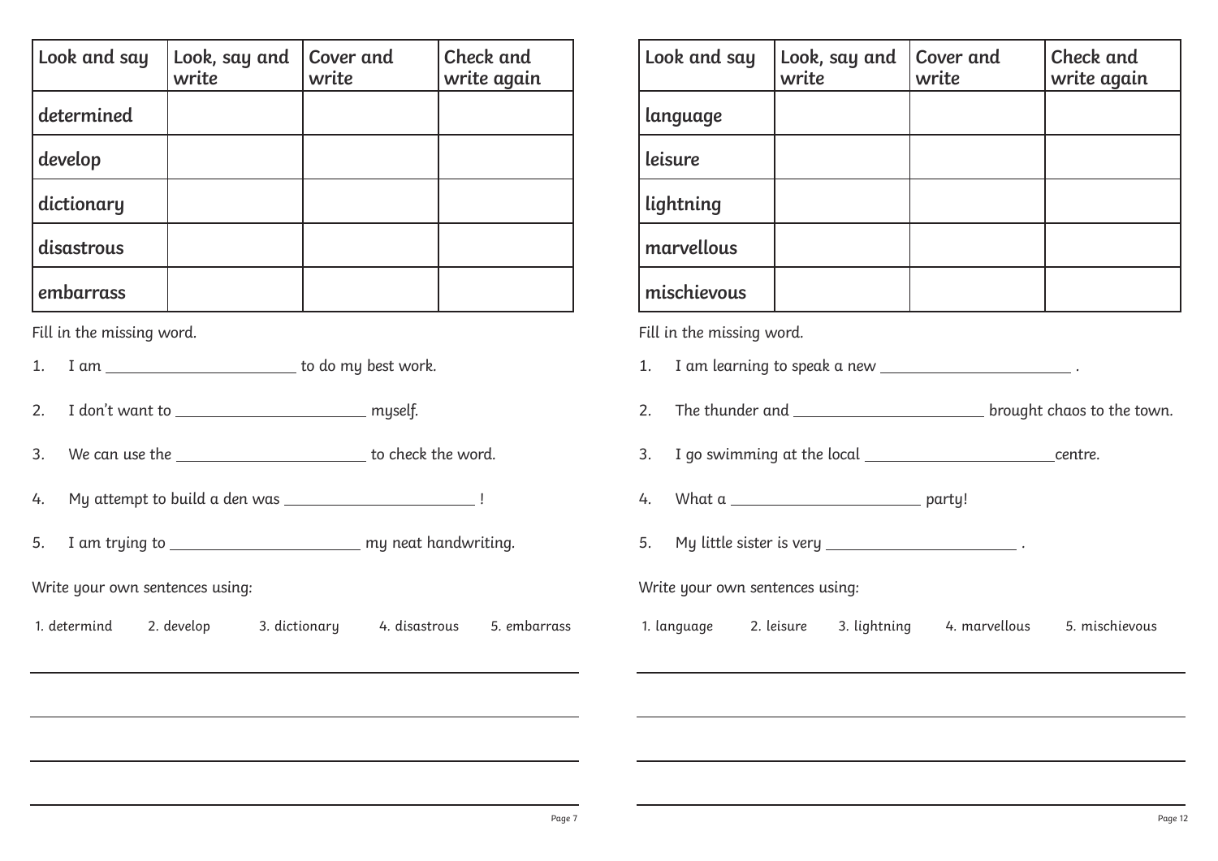| Look and say | Look, say and write | Cover and write | Check and write again |
| --- | --- | --- | --- |
| determined | | | |
| develop | | | |
| dictionary | | | |
| disastrous | | | |
| embarrass | | | |

Fill in the missing word.

1. I am ______________________ to do my best work.
2. I don't want to ______________________ myself.
3. We can use the ______________________ to check the word.
4. My attempt to build a den was ______________________ !
5. I am trying to ______________________ my neat handwriting.

Write your own sentences using:

1. determind  2. develop  3. dictionary  4. disastrous  5. embarrass

______________________________________________________________

______________________________________________________________

______________________________________________________________

______________________________________________________________

| Look and say | Look, say and write | Cover and write | Check and write again |
| --- | --- | --- | --- |
| language | | | |
| leisure | | | |
| lightning | | | |
| marvellous | | | |
| mischievous | | | |

Fill in the missing word.

1. I am learning to speak a new ______________________ .
2. The thunder and ______________________ brought chaos to the town.
3. I go swimming at the local ______________________centre.
4. What a ______________________ party!
5. My little sister is very ______________________ .

Write your own sentences using:

1. language  2. leisure  3. lightning  4. marvellous  5. mischievous

______________________________________________________________

______________________________________________________________

______________________________________________________________

______________________________________________________________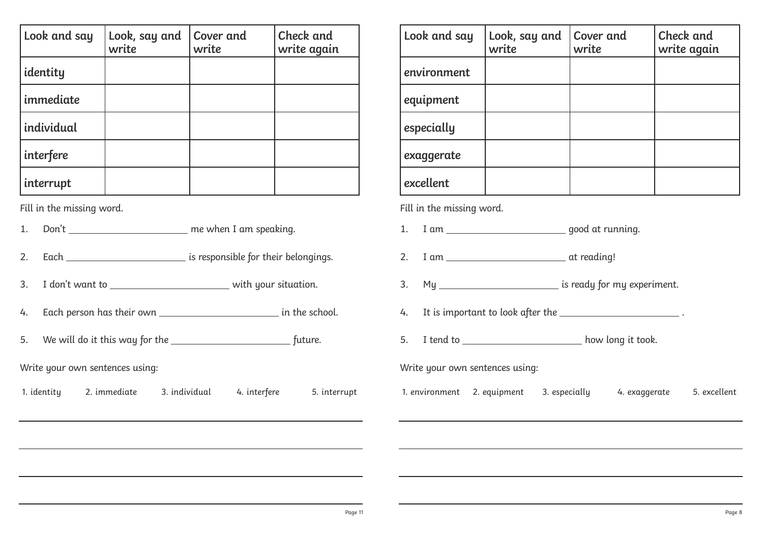| Look and say | Look, say and write | Cover and write | Check and write again |
| --- | --- | --- | --- |
| identity | | | |
| immediate | | | |
| individual | | | |
| interfere | | | |
| interrupt | | | |

Fill in the missing word.

1. Don't ______________________ me when I am speaking.
2. Each ______________________ is responsible for their belongings.
3. I don't want to ______________________ with your situation.
4. Each person has their own ______________________ in the school.
5. We will do it this way for the ______________________ future.

Write your own sentences using:

1. identity 2. immediate 3. individual 4. interfere 5. interrupt

______________________________________________________________________

______________________________________________________________________

______________________________________________________________________

______________________________________________________________________

| Look and say | Look, say and write | Cover and write | Check and write again |
| --- | --- | --- | --- |
| environment | | | |
| equipment | | | |
| especially | | | |
| exaggerate | | | |
| excellent | | | |

Fill in the missing word.

1. I am ______________________ good at running.
2. I am ______________________ at reading!
3. My ______________________ is ready for my experiment.
4. It is important to look after the ______________________ .
5. I tend to ______________________ how long it took.

Write your own sentences using:

1. environment 2. equipment 3. especially 4. exaggerate 5. excellent

______________________________________________________________________

______________________________________________________________________

______________________________________________________________________

______________________________________________________________________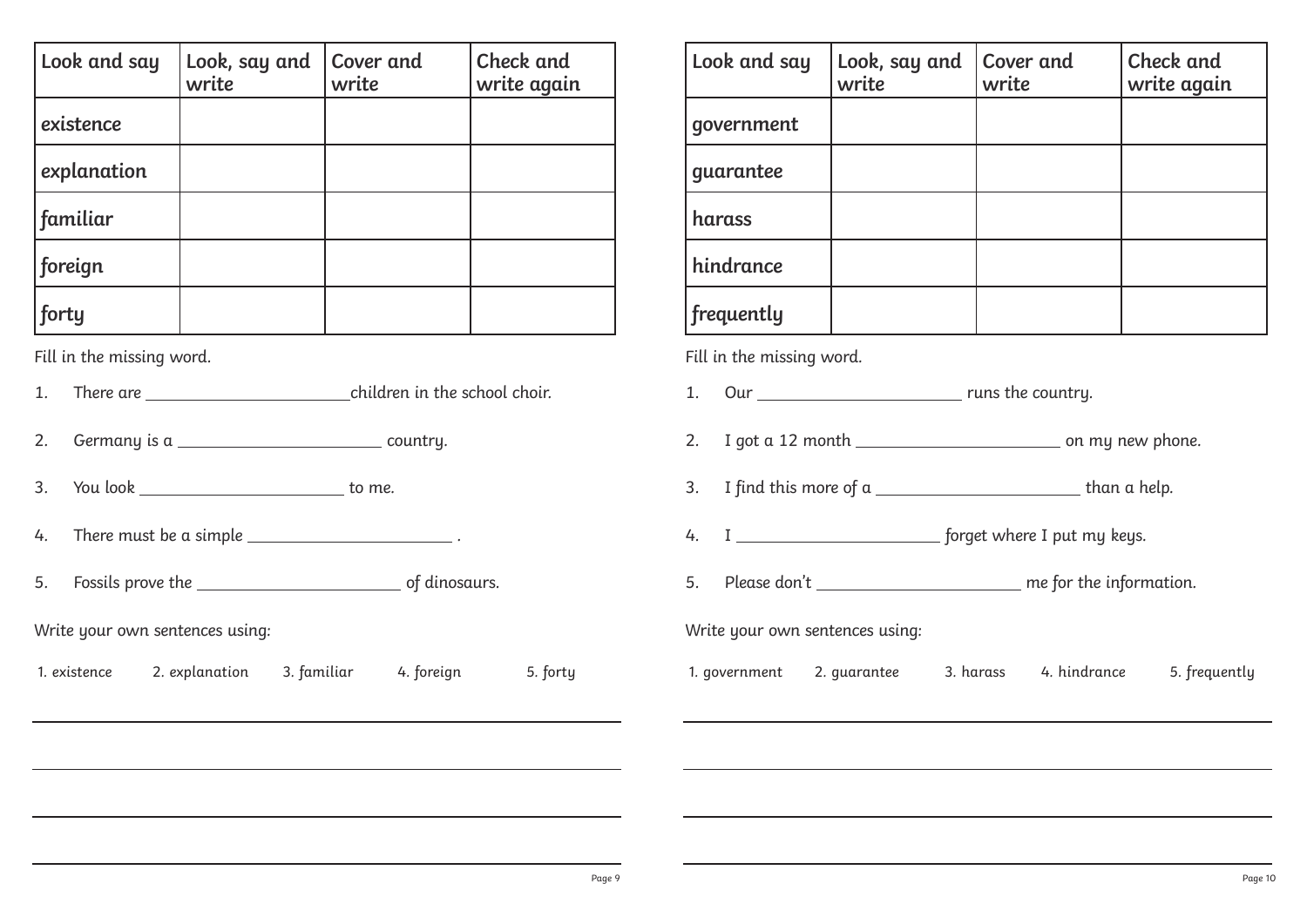| Look and say | Look, say and write | Cover and write | Check and write again |
|---|---|---|---|
| existence | | | |
| explanation | | | |
| familiar | | | |
| foreign | | | |
| forty | | | |

Fill in the missing word.

1. There are ______________________children in the school choir.
2. Germany is a ______________________ country.
3. You look ______________________ to me.
4. There must be a simple ______________________ .
5. Fossils prove the ______________________ of dinosaurs.

Write your own sentences using:

1. existence   2. explanation   3. familiar   4. foreign   5. forty

______________________________________________________________

______________________________________________________________

______________________________________________________________

______________________________________________________________

| Look and say | Look, say and write | Cover and write | Check and write again |
|---|---|---|---|
| government | | | |
| guarantee | | | |
| harass | | | |
| hindrance | | | |
| frequently | | | |

Fill in the missing word.

1. Our ______________________ runs the country.
2. I got a 12 month ______________________ on my new phone.
3. I find this more of a ______________________ than a help.
4. I ______________________ forget where I put my keys.
5. Please don't ______________________ me for the information.

Write your own sentences using:

1. government   2. guarantee   3. harass   4. hindrance   5. frequently

______________________________________________________________

______________________________________________________________

______________________________________________________________

______________________________________________________________